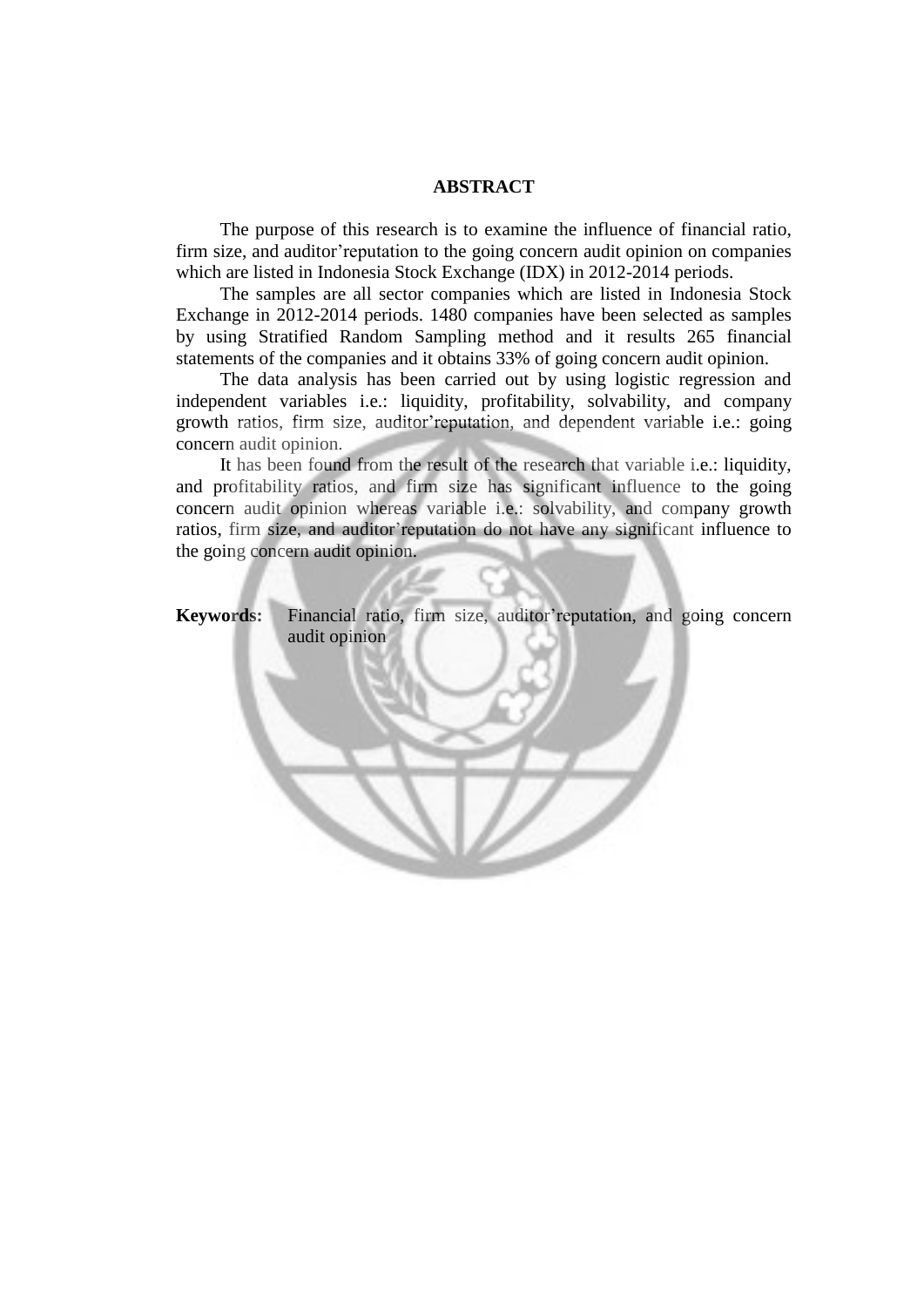# ABSTRACT

The purpose of this research is to examine the influence of financial ratio, firm size, and auditor'reputation to the going concern audit opinion on companies which are listed in Indonesia Stock Exchange (IDX) in 2012-2014 periods.

The samples are all sector companies which are listed in Indonesia Stock Exchange in 2012-2014 periods. 1480 companies have been selected as samples by using Stratified Random Sampling method and it results 265 financial statements of the companies and it obtains 33% of going concern audit opinion.

The data analysis has been carried out by using logistic regression and independent variables i.e.: liquidity, profitability, solvability, and company growth ratios, firm size, auditor'reputation, and dependent variable i.e.: going concern audit opinion.

It has been found from the result of the research that variable i.e.: liquidity, and profitability ratios, and firm size has significant influence to the going concern audit opinion whereas variable i.e.: solvability, and company growth ratios, firm size, and auditor'reputation do not have any significant influence to the going concern audit opinion.

**Keywords:** Financial ratio, firm size, auditor'reputation, and going concern audit opinion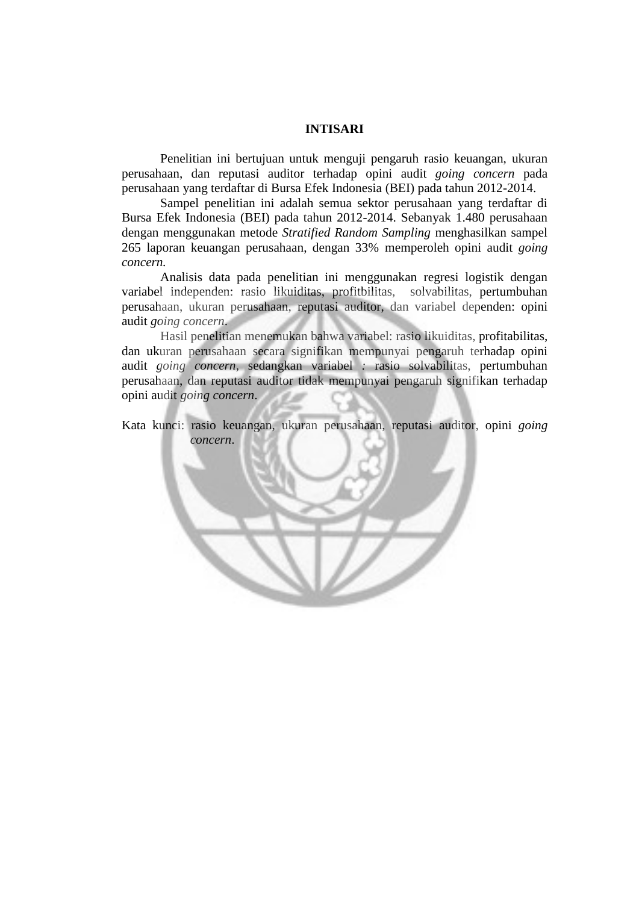# INTISARI

Penelitian ini bertujuan untuk menguji pengaruh rasio keuangan, ukuran perusahaan, dan reputasi auditor terhadap opini audit *going concern* pada perusahaan yang terdaftar di Bursa Efek Indonesia (BEI) pada tahun 2012-2014.

Sampel penelitian ini adalah semua sektor perusahaan yang terdaftar di Bursa Efek Indonesia (BEI) pada tahun 2012-2014. Sebanyak 1.480 perusahaan dengan menggunakan metode *Stratified Random Sampling* menghasilkan sampel 265 laporan keuangan perusahaan, dengan 33% memperoleh opini audit *going concern.*

Analisis data pada penelitian ini menggunakan regresi logistik dengan variabel independen: rasio likuiditas, profitbilitas, solvabilitas, pertumbuhan perusahaan, ukuran perusahaan, reputasi auditor, dan variabel dependen: opini audit *going concern*.

Hasil penelitian menemukan bahwa variabel: rasio likuiditas, profitabilitas, dan ukuran perusahaan secara signifikan mempunyai pengaruh terhadap opini audit *going concern*, sedangkan variabel : rasio solvabilitas, pertumbuhan perusahaan, dan reputasi auditor tidak mempunyai pengaruh signifikan terhadap opini audit *going concern*.

Kata kunci: rasio keuangan, ukuran perusahaan, reputasi auditor, opini *going concern*.